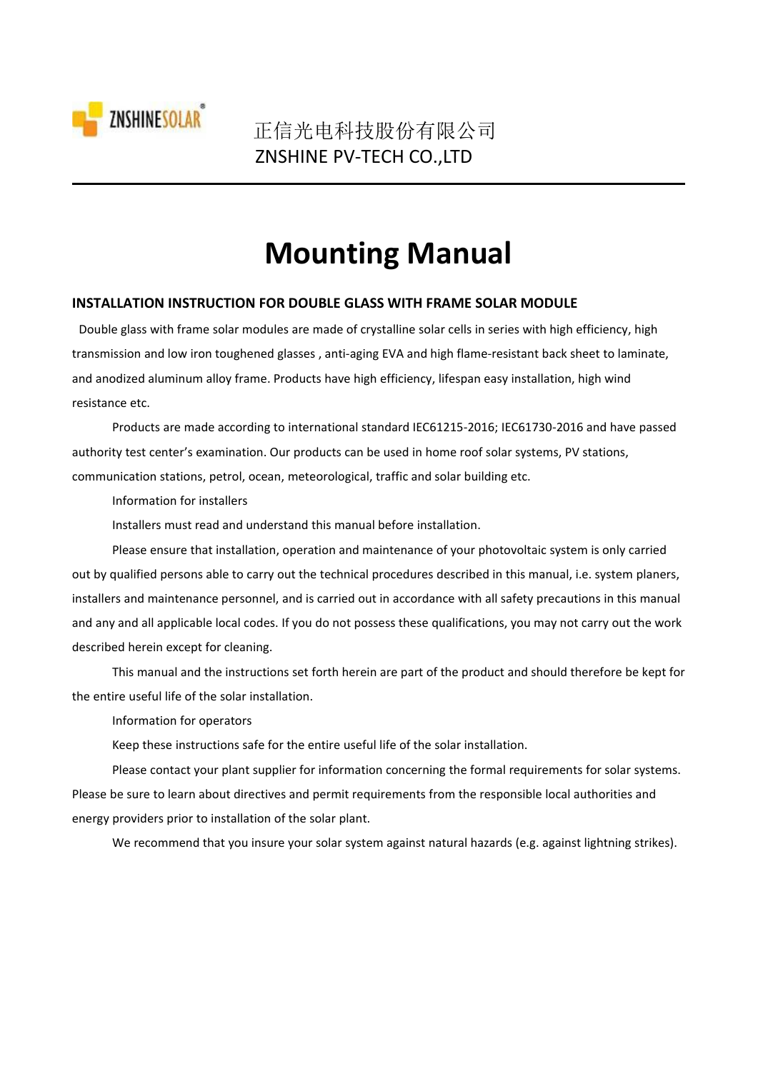ZNSHINESOLAR

正信光电科技股份有限公司
ZNSHINE PV-TECH CO.,LTD

# Mounting Manual

## INSTALLATION INSTRUCTION FOR DOUBLE GLASS WITH FRAME SOLAR MODULE

Double glass with frame solar modules are made of crystalline solar cells in series with high efficiency, high transmission and low iron toughened glasses , anti-aging EVA and high flame-resistant back sheet to laminate, and anodized aluminum alloy frame. Products have high efficiency, lifespan easy installation, high wind resistance etc.

Products are made according to international standard IEC61215-2016; IEC61730-2016 and have passed authority test center's examination. Our products can be used in home roof solar systems, PV stations, communication stations, petrol, ocean, meteorological, traffic and solar building etc.

Information for installers

Installers must read and understand this manual before installation.

Please ensure that installation, operation and maintenance of your photovoltaic system is only carried out by qualified persons able to carry out the technical procedures described in this manual, i.e. system planers, installers and maintenance personnel, and is carried out in accordance with all safety precautions in this manual and any and all applicable local codes. If you do not possess these qualifications, you may not carry out the work described herein except for cleaning.

This manual and the instructions set forth herein are part of the product and should therefore be kept for the entire useful life of the solar installation.

Information for operators

Keep these instructions safe for the entire useful life of the solar installation.

Please contact your plant supplier for information concerning the formal requirements for solar systems. Please be sure to learn about directives and permit requirements from the responsible local authorities and energy providers prior to installation of the solar plant.

We recommend that you insure your solar system against natural hazards (e.g. against lightning strikes).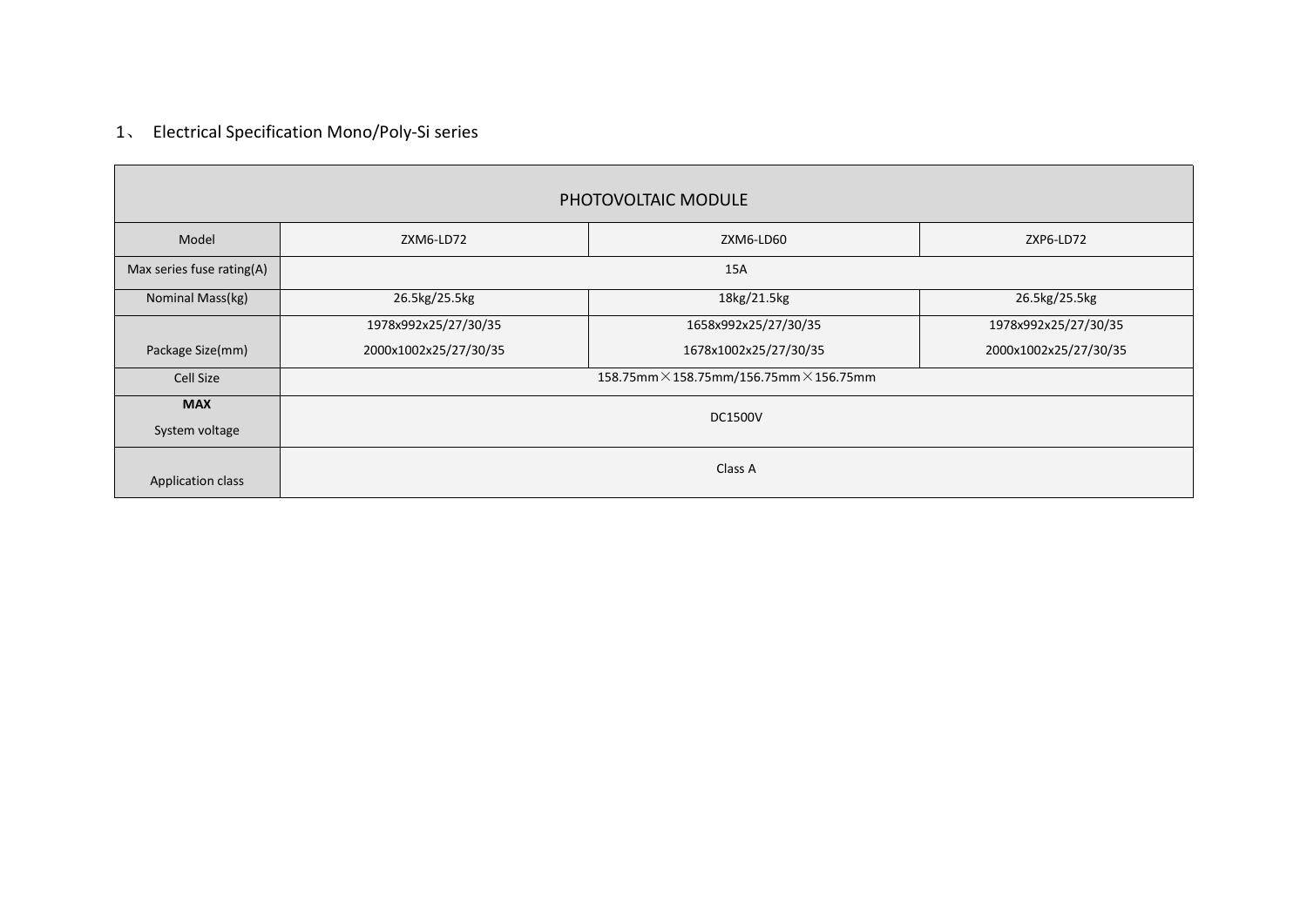## 1、 Electrical Specification Mono/Poly-Si series

| PHOTOVOLTAIC MODULE | | | |
|---|---|---|---|
| Model | ZXM6-LD72 | ZXM6-LD60 | ZXP6-LD72 |
| Max series fuse rating(A) | 15A | | |
| Nominal Mass(kg) | 26.5kg/25.5kg | 18kg/21.5kg | 26.5kg/25.5kg |
| Package Size(mm) | 1978x992x25/27/30/35<br>2000x1002x25/27/30/35 | 1658x992x25/27/30/35<br>1678x1002x25/27/30/35 | 1978x992x25/27/30/35<br>2000x1002x25/27/30/35 |
| Cell Size | 158.75mm×158.75mm/156.75mm×156.75mm | | |
| **MAX**<br>System voltage | DC1500V | | |
| Application class | Class A | | |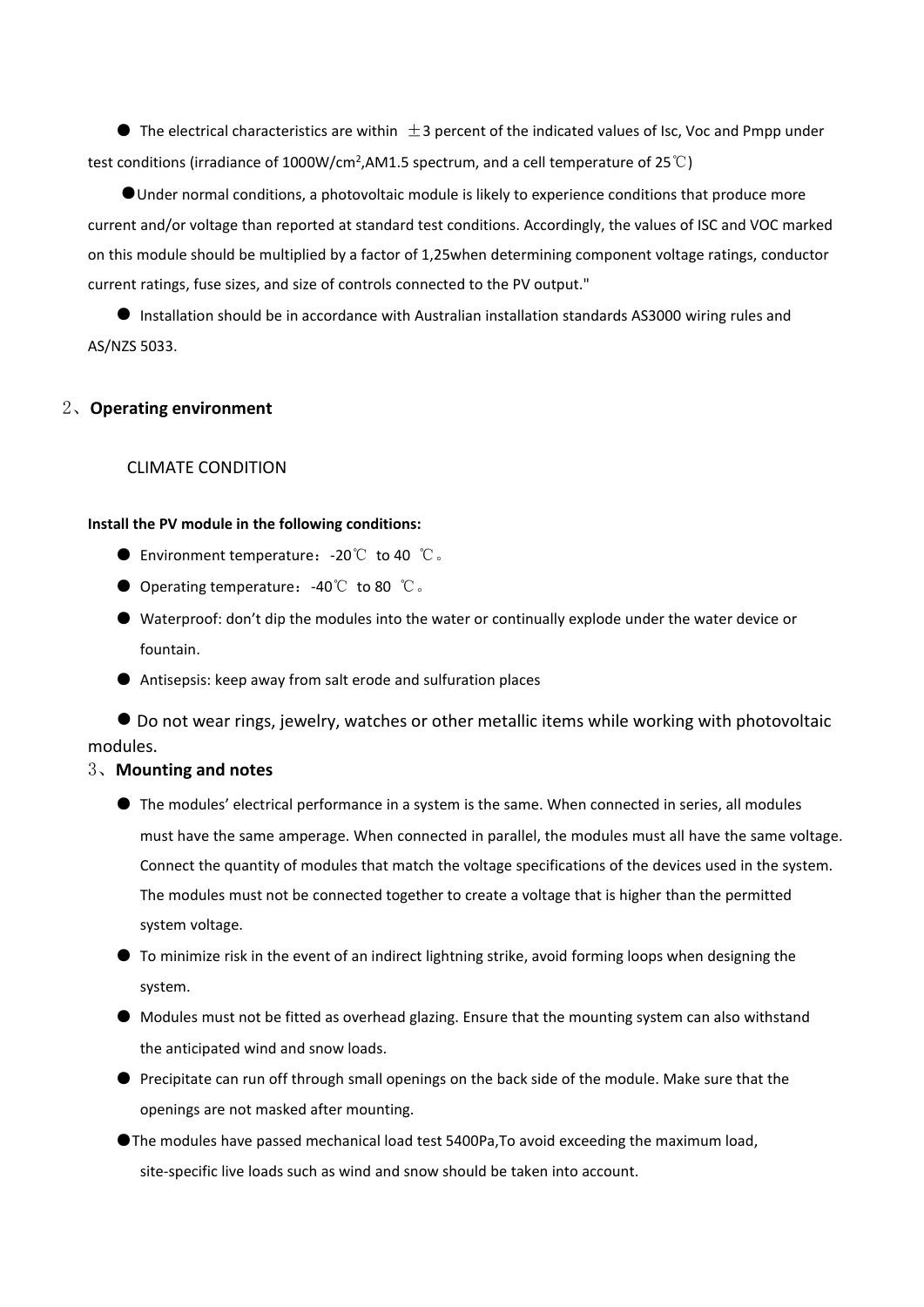- The electrical characteristics are within ±3 percent of the indicated values of Isc, Voc and Pmpp under test conditions (irradiance of 1000W/cm$^2$,AM1.5 spectrum, and a cell temperature of 25℃)

- Under normal conditions, a photovoltaic module is likely to experience conditions that produce more current and/or voltage than reported at standard test conditions. Accordingly, the values of ISC and VOC marked on this module should be multiplied by a factor of 1,25when determining component voltage ratings, conductor current ratings, fuse sizes, and size of controls connected to the PV output."

- Installation should be in accordance with Australian installation standards AS3000 wiring rules and AS/NZS 5033.

## 2、Operating environment

### CLIMATE CONDITION

**Install the PV module in the following conditions:**

- Environment temperature：-20℃ to 40 ℃。
- Operating temperature：-40℃ to 80 ℃。
- Waterproof: don't dip the modules into the water or continually explode under the water device or fountain.
- Antisepsis: keep away from salt erode and sulfuration places

- Do not wear rings, jewelry, watches or other metallic items while working with photovoltaic modules.

## 3、Mounting and notes

- The modules' electrical performance in a system is the same. When connected in series, all modules must have the same amperage. When connected in parallel, the modules must all have the same voltage. Connect the quantity of modules that match the voltage specifications of the devices used in the system. The modules must not be connected together to create a voltage that is higher than the permitted system voltage.
- To minimize risk in the event of an indirect lightning strike, avoid forming loops when designing the system.
- Modules must not be fitted as overhead glazing. Ensure that the mounting system can also withstand the anticipated wind and snow loads.
- Precipitate can run off through small openings on the back side of the module. Make sure that the openings are not masked after mounting.
- The modules have passed mechanical load test 5400Pa,To avoid exceeding the maximum load, site-specific live loads such as wind and snow should be taken into account.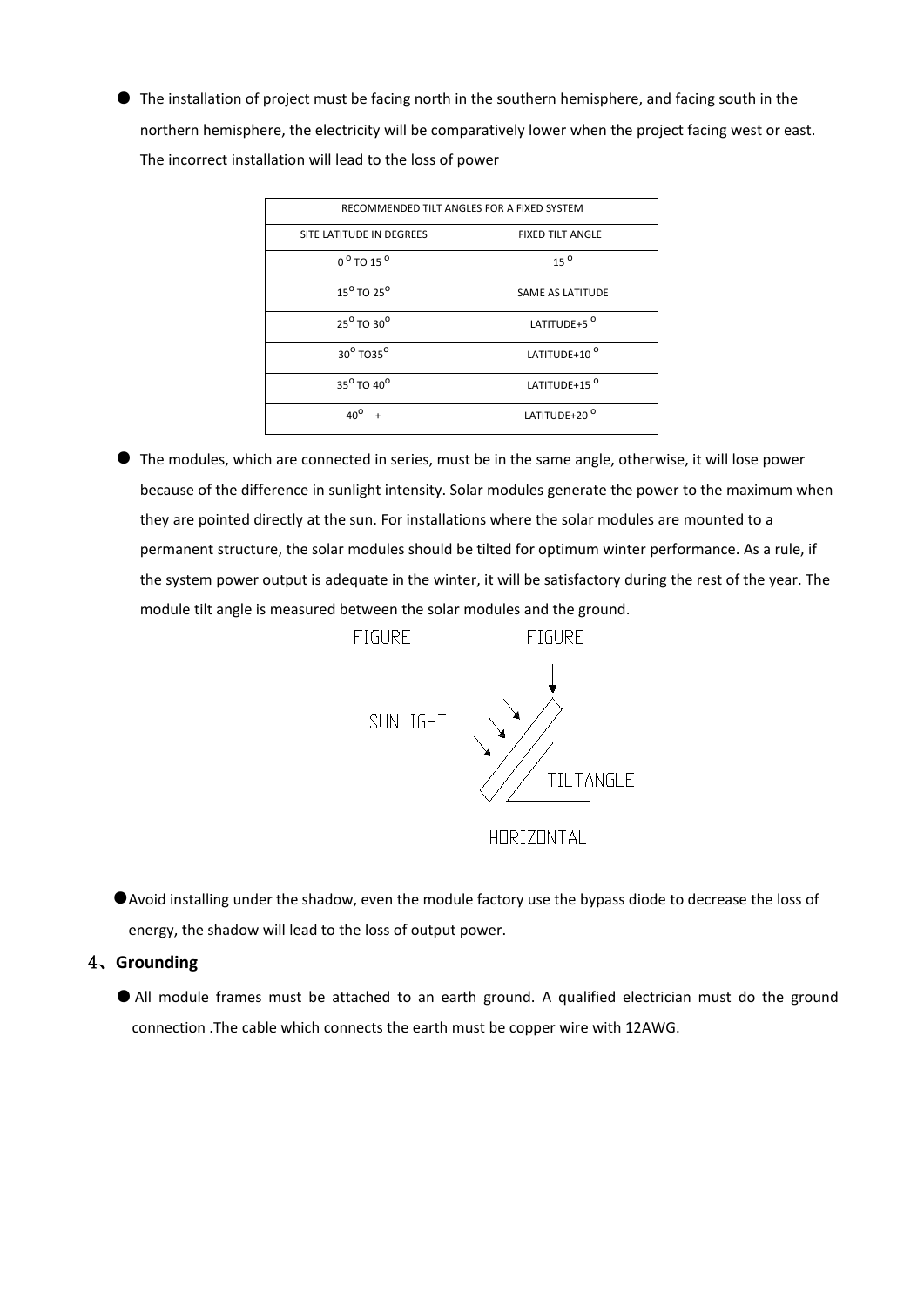- The installation of project must be facing north in the southern hemisphere, and facing south in the northern hemisphere, the electricity will be comparatively lower when the project facing west or east. The incorrect installation will lead to the loss of power

| RECOMMENDED TILT ANGLES FOR A FIXED SYSTEM | |
|---|---|
| SITE LATITUDE IN DEGREES | FIXED TILT ANGLE |
| 0° TO 15° | 15° |
| 15° TO 25° | SAME AS LATITUDE |
| 25° TO 30° | LATITUDE+5° |
| 30° TO35° | LATITUDE+10° |
| 35° TO 40° | LATITUDE+15° |
| 40° + | LATITUDE+20° |

- The modules, which are connected in series, must be in the same angle, otherwise, it will lose power because of the difference in sunlight intensity. Solar modules generate the power to the maximum when they are pointed directly at the sun. For installations where the solar modules are mounted to a permanent structure, the solar modules should be tilted for optimum winter performance. As a rule, if the system power output is adequate in the winter, it will be satisfactory during the rest of the year. The module tilt angle is measured between the solar modules and the ground.

FIGURE FIGURE

SUNLIGHT

TILTANGLE

HORIZONTAL

- Avoid installing under the shadow, even the module factory use the bypass diode to decrease the loss of energy, the shadow will lead to the loss of output power.

## 4、Grounding

- All module frames must be attached to an earth ground. A qualified electrician must do the ground connection .The cable which connects the earth must be copper wire with 12AWG.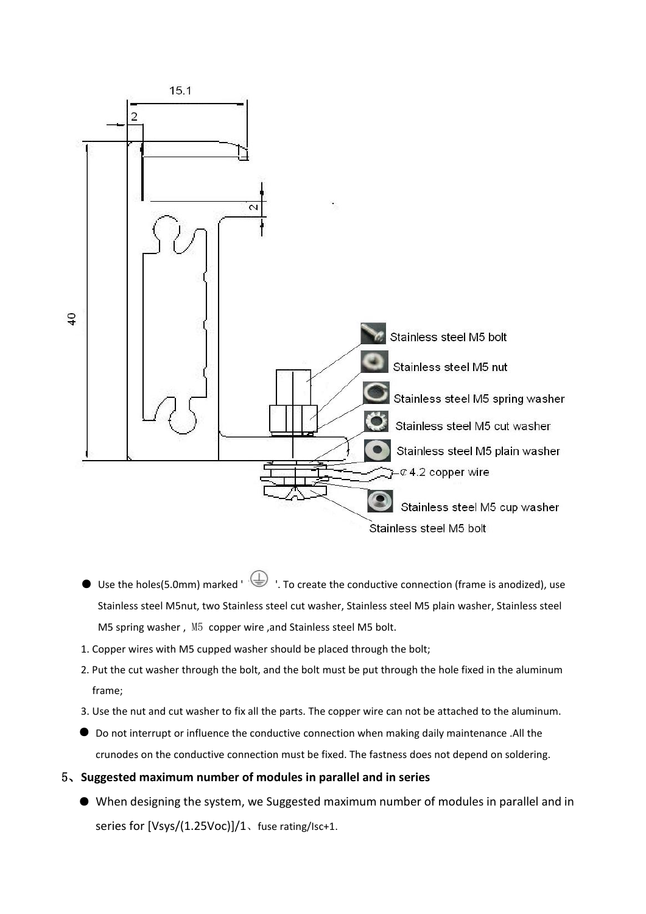- Use the holes(5.0mm) marked '⏚'. To create the conductive connection (frame is anodized), use Stainless steel M5nut, two Stainless steel cut washer, Stainless steel M5 plain washer, Stainless steel M5 spring washer , M5 copper wire ,and Stainless steel M5 bolt.

1. Copper wires with M5 cupped washer should be placed through the bolt;
2. Put the cut washer through the bolt, and the bolt must be put through the hole fixed in the aluminum frame;
3. Use the nut and cut washer to fix all the parts. The copper wire can not be attached to the aluminum.

- Do not interrupt or influence the conductive connection when making daily maintenance .All the crunodes on the conductive connection must be fixed. The fastness does not depend on soldering.

## 5、Suggested maximum number of modules in parallel and in series

- When designing the system, we Suggested maximum number of modules in parallel and in series for [Vsys/(1.25Voc)]/1、fuse rating/Isc+1.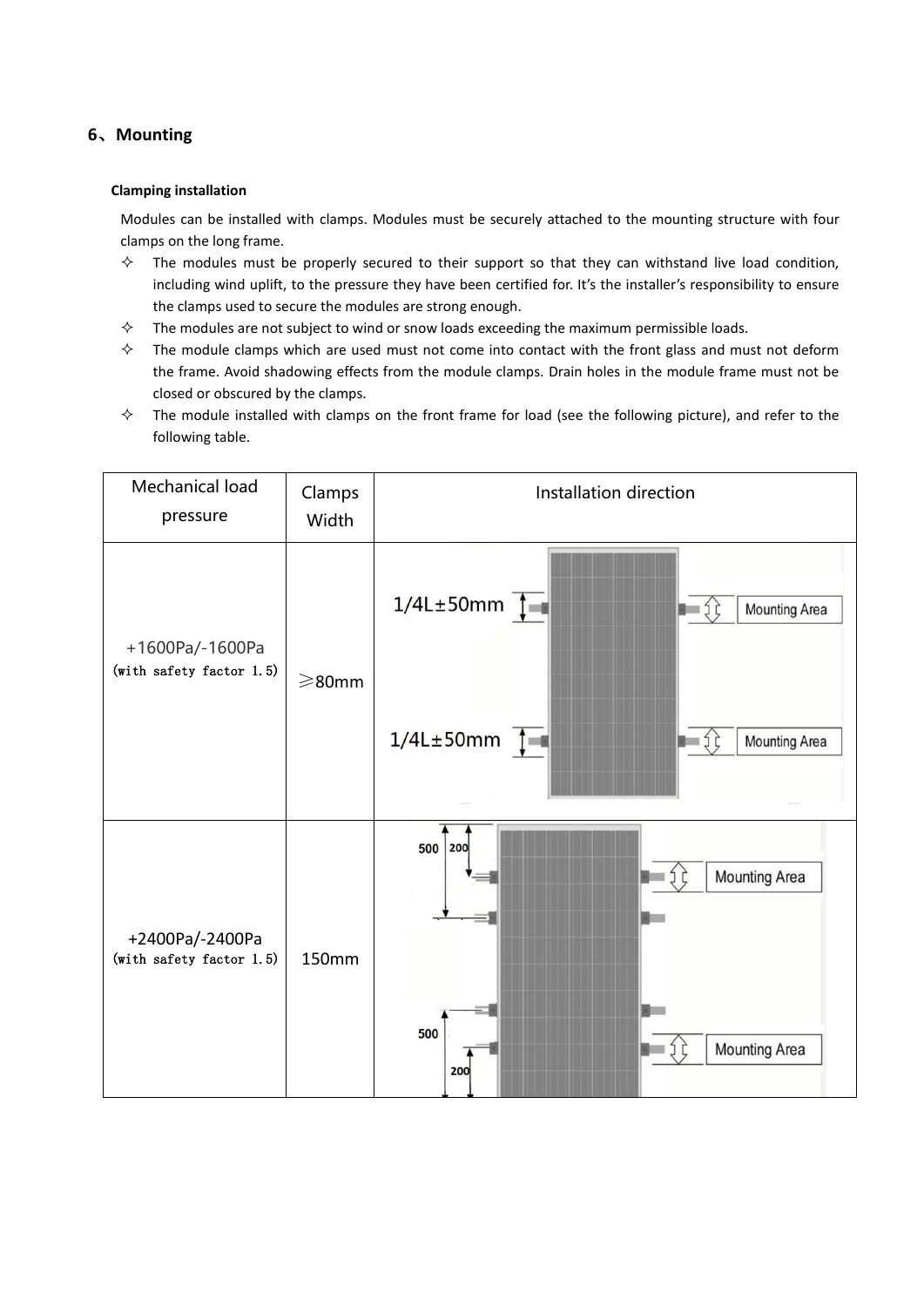## 6、Mounting

### Clamping installation

Modules can be installed with clamps. Modules must be securely attached to the mounting structure with four clamps on the long frame.

- ✧ The modules must be properly secured to their support so that they can withstand live load condition, including wind uplift, to the pressure they have been certified for. It's the installer's responsibility to ensure the clamps used to secure the modules are strong enough.
- ✧ The modules are not subject to wind or snow loads exceeding the maximum permissible loads.
- ✧ The module clamps which are used must not come into contact with the front glass and must not deform the frame. Avoid shadowing effects from the module clamps. Drain holes in the module frame must not be closed or obscured by the clamps.
- ✧ The module installed with clamps on the front frame for load (see the following picture), and refer to the following table.

| Mechanical load pressure | Clamps Width | Installation direction |
|---|---|---|
| +1600Pa/-1600Pa (with safety factor 1.5) | ≥80mm | 1/4L±50mm Mounting Area; 1/4L±50mm Mounting Area |
| +2400Pa/-2400Pa (with safety factor 1.5) | 150mm | 500 200 Mounting Area; 500 200 Mounting Area |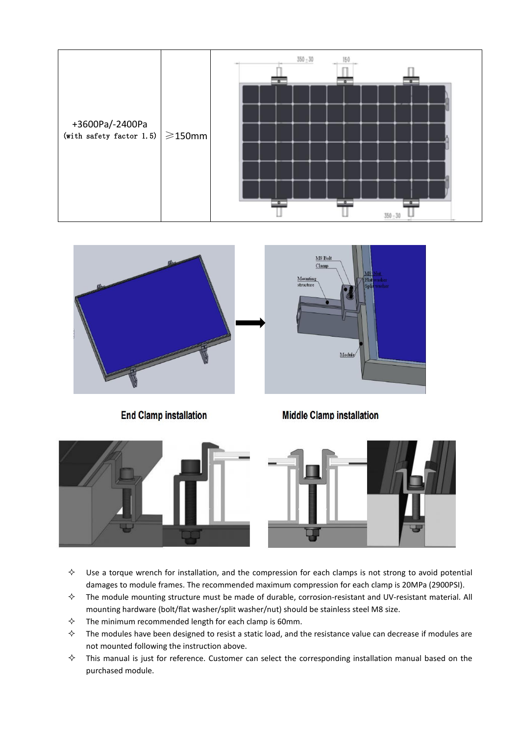| +3600Pa/-2400Pa (with safety factor 1.5) | ≥150mm | |
|---|---|---|

**End Clamp installation**

**Middle Clamp installation**

- ✧ Use a torque wrench for installation, and the compression for each clamps is not strong to avoid potential damages to module frames. The recommended maximum compression for each clamp is 20MPa (2900PSI).
- ✧ The module mounting structure must be made of durable, corrosion-resistant and UV-resistant material. All mounting hardware (bolt/flat washer/split washer/nut) should be stainless steel M8 size.
- ✧ The minimum recommended length for each clamp is 60mm.
- ✧ The modules have been designed to resist a static load, and the resistance value can decrease if modules are not mounted following the instruction above.
- ✧ This manual is just for reference. Customer can select the corresponding installation manual based on the purchased module.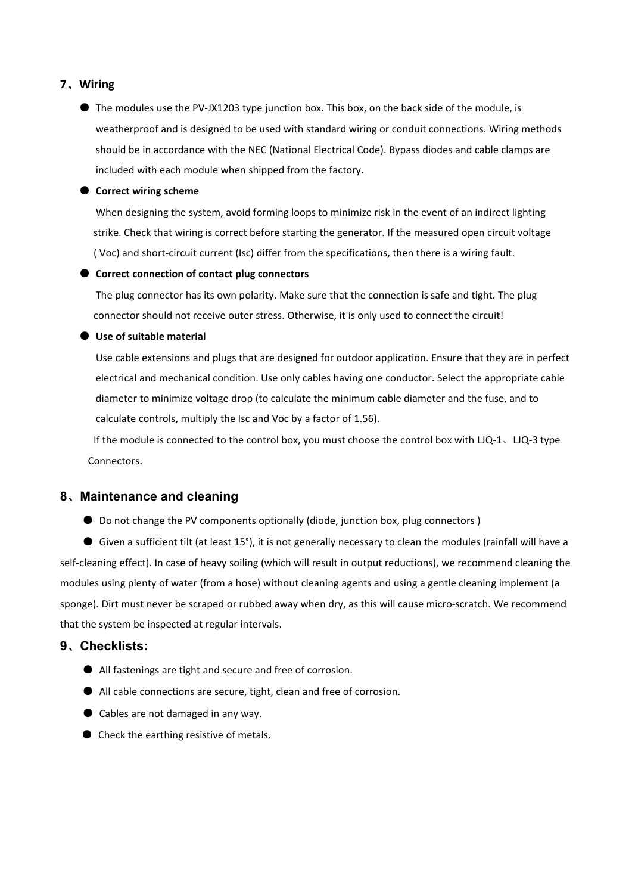## 7、Wiring

- The modules use the PV-JX1203 type junction box. This box, on the back side of the module, is weatherproof and is designed to be used with standard wiring or conduit connections. Wiring methods should be in accordance with the NEC (National Electrical Code). Bypass diodes and cable clamps are included with each module when shipped from the factory.
- **Correct wiring scheme**

  When designing the system, avoid forming loops to minimize risk in the event of an indirect lighting strike. Check that wiring is correct before starting the generator. If the measured open circuit voltage ( Voc) and short-circuit current (Isc) differ from the specifications, then there is a wiring fault.
- **Correct connection of contact plug connectors**

  The plug connector has its own polarity. Make sure that the connection is safe and tight. The plug connector should not receive outer stress. Otherwise, it is only used to connect the circuit!
- **Use of suitable material**

  Use cable extensions and plugs that are designed for outdoor application. Ensure that they are in perfect electrical and mechanical condition. Use only cables having one conductor. Select the appropriate cable diameter to minimize voltage drop (to calculate the minimum cable diameter and the fuse, and to calculate controls, multiply the Isc and Voc by a factor of 1.56).

  If the module is connected to the control box, you must choose the control box with LJQ-1、LJQ-3 type Connectors.

## 8、Maintenance and cleaning

- Do not change the PV components optionally (diode, junction box, plug connectors )
- Given a sufficient tilt (at least 15°), it is not generally necessary to clean the modules (rainfall will have a self-cleaning effect). In case of heavy soiling (which will result in output reductions), we recommend cleaning the modules using plenty of water (from a hose) without cleaning agents and using a gentle cleaning implement (a sponge). Dirt must never be scraped or rubbed away when dry, as this will cause micro-scratch. We recommend that the system be inspected at regular intervals.

## 9、Checklists:

- All fastenings are tight and secure and free of corrosion.
- All cable connections are secure, tight, clean and free of corrosion.
- Cables are not damaged in any way.
- Check the earthing resistive of metals.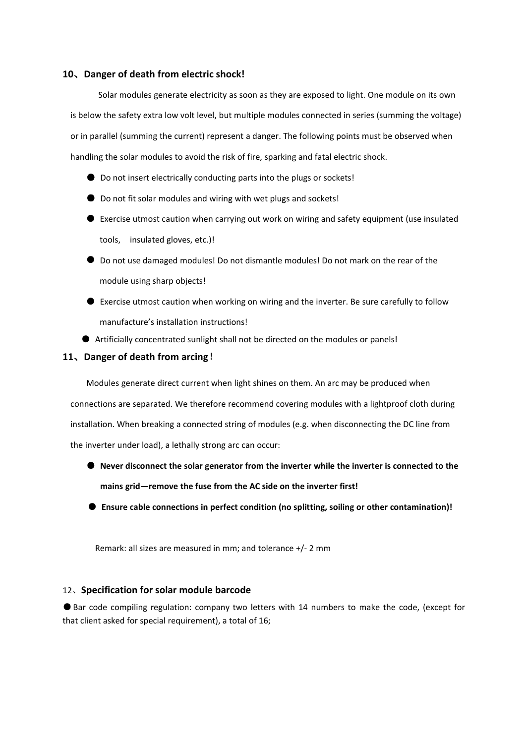## 10、Danger of death from electric shock!

Solar modules generate electricity as soon as they are exposed to light. One module on its own is below the safety extra low volt level, but multiple modules connected in series (summing the voltage) or in parallel (summing the current) represent a danger. The following points must be observed when handling the solar modules to avoid the risk of fire, sparking and fatal electric shock.

- Do not insert electrically conducting parts into the plugs or sockets!
- Do not fit solar modules and wiring with wet plugs and sockets!
- Exercise utmost caution when carrying out work on wiring and safety equipment (use insulated tools, insulated gloves, etc.)!
- Do not use damaged modules! Do not dismantle modules! Do not mark on the rear of the module using sharp objects!
- Exercise utmost caution when working on wiring and the inverter. Be sure carefully to follow manufacture's installation instructions!
- Artificially concentrated sunlight shall not be directed on the modules or panels!

## 11、Danger of death from arcing!

Modules generate direct current when light shines on them. An arc may be produced when connections are separated. We therefore recommend covering modules with a lightproof cloth during installation. When breaking a connected string of modules (e.g. when disconnecting the DC line from the inverter under load), a lethally strong arc can occur:

- **Never disconnect the solar generator from the inverter while the inverter is connected to the mains grid—remove the fuse from the AC side on the inverter first!**
- **Ensure cable connections in perfect condition (no splitting, soiling or other contamination)!**

Remark: all sizes are measured in mm; and tolerance +/- 2 mm

## 12、Specification for solar module barcode

- Bar code compiling regulation: company two letters with 14 numbers to make the code, (except for that client asked for special requirement), a total of 16;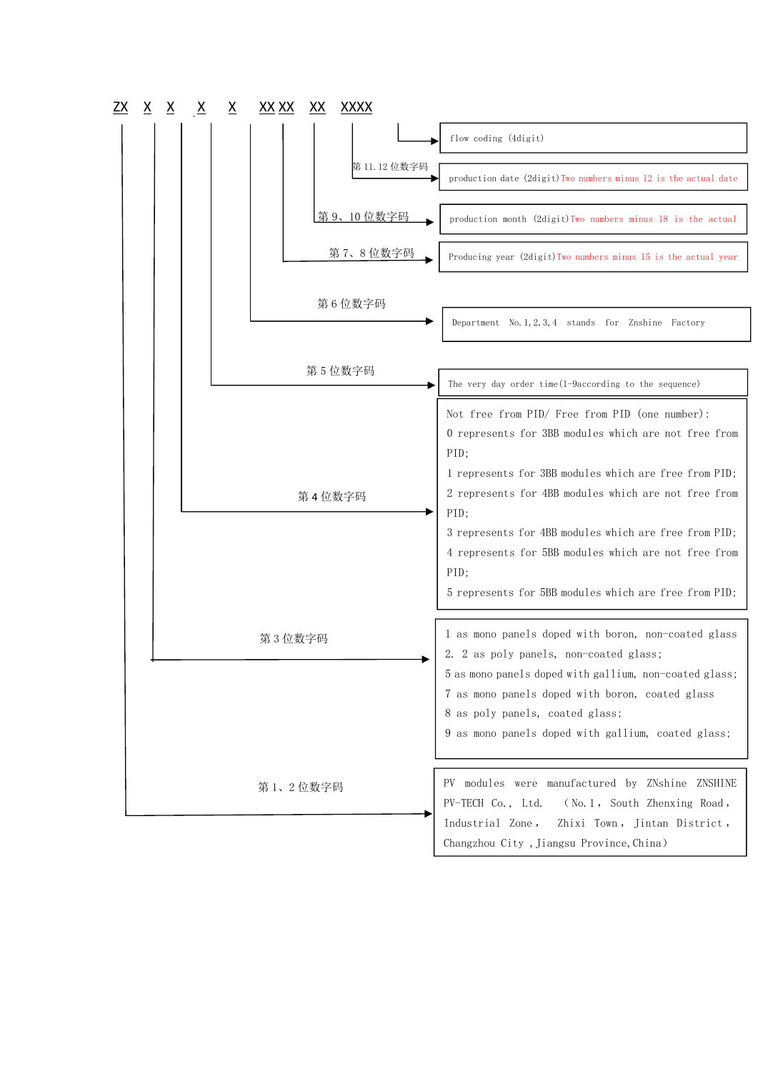ZX X X X X XX XX XX XXXX

| 位置 | 说明 |
|---|---|
| | flow coding (4digit) |
| 第 11.12 位数字码 | production date (2digit) Two numbers minus 12 is the actual date |
| 第 9、10 位数字码 | production month (2digit) Two numbers minus 18 is the actual |
| 第 7、8 位数字码 | Producing year (2digit) Two numbers minus 15 is the actual year |
| 第 6 位数字码 | Department No.1,2,3,4 stands for Znshine Factory |
| 第 5 位数字码 | The very day order time(1-9according to the sequence) |
| 第 4 位数字码 | Not free from PID/ Free from PID (one number):<br>0 represents for 3BB modules which are not free from PID;<br>1 represents for 3BB modules which are free from PID;<br>2 represents for 4BB modules which are not free from PID;<br>3 represents for 4BB modules which are free from PID;<br>4 represents for 5BB modules which are not free from PID;<br>5 represents for 5BB modules which are free from PID; |
| 第 3 位数字码 | 1 as mono panels doped with boron, non-coated glass<br>2. 2 as poly panels, non-coated glass;<br>5 as mono panels doped with gallium, non-coated glass;<br>7 as mono panels doped with boron, coated glass<br>8 as poly panels, coated glass;<br>9 as mono panels doped with gallium, coated glass; |
| 第 1、2 位数字码 | PV modules were manufactured by ZNshine ZNSHINE PV-TECH Co., Ltd. (No.1, South Zhenxing Road, Industrial Zone, Zhixi Town, Jintan District, Changzhou City ,Jiangsu Province,China) |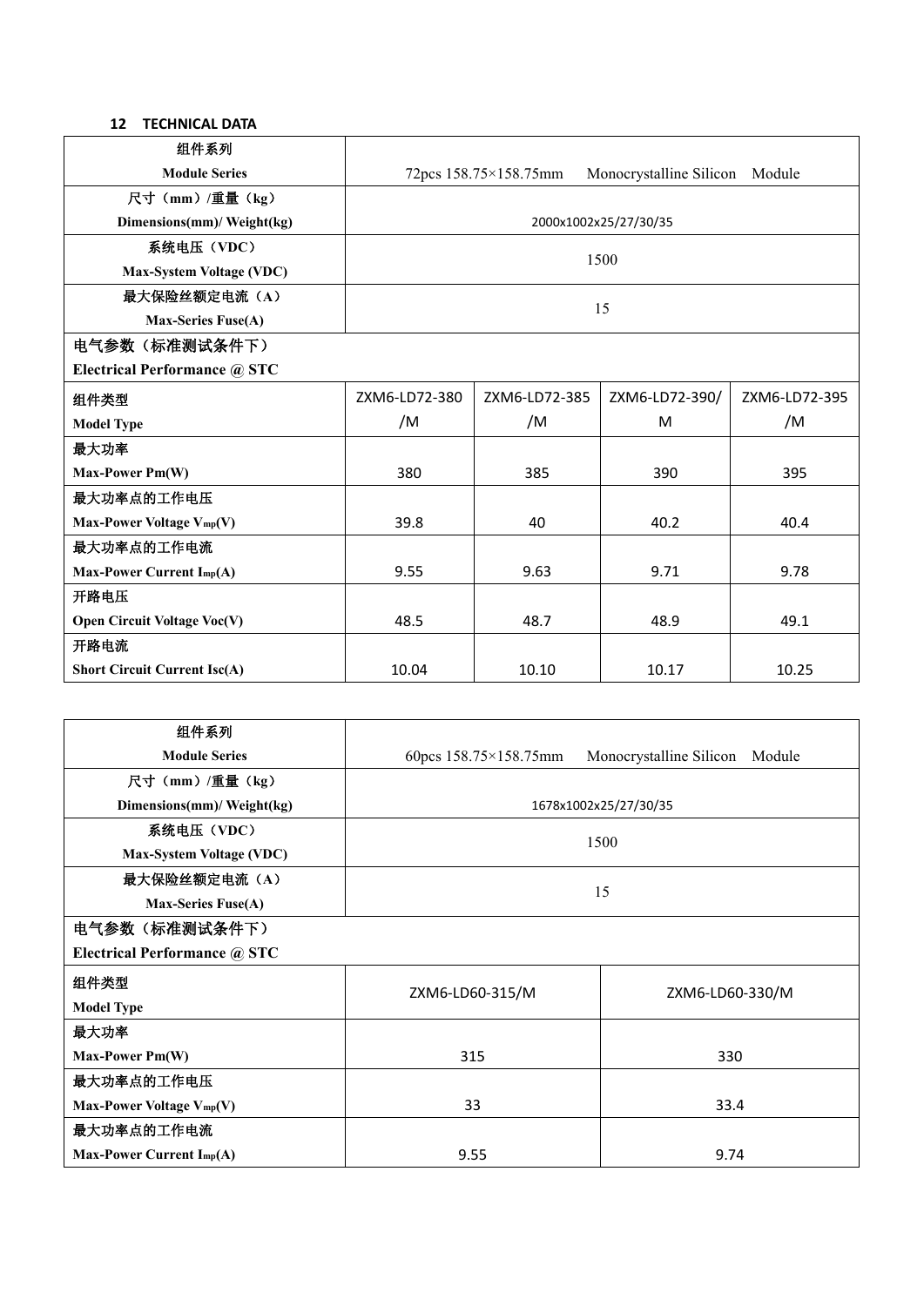## 12 TECHNICAL DATA

| 组件系列<br>Module Series | 72pcs 158.75×158.75mm Monocrystalline Silicon Module | | | |
|---|---|---|---|---|
| 尺寸（mm）/重量（kg）<br>Dimensions(mm)/ Weight(kg) | 2000x1002x25/27/30/35 | | | |
| 系统电压（VDC）<br>Max-System Voltage (VDC) | 1500 | | | |
| 最大保险丝额定电流（A）<br>Max-Series Fuse(A) | 15 | | | |
| 电气参数（标准测试条件下）<br>Electrical Performance @ STC | | | | |
| 组件类型<br>Model Type | ZXM6-LD72-380/M | ZXM6-LD72-385/M | ZXM6-LD72-390/M | ZXM6-LD72-395/M |
| 最大功率<br>Max-Power Pm(W) | 380 | 385 | 390 | 395 |
| 最大功率点的工作电压<br>Max-Power Voltage $V_{mp}$(V) | 39.8 | 40 | 40.2 | 40.4 |
| 最大功率点的工作电流<br>Max-Power Current $I_{mp}$(A) | 9.55 | 9.63 | 9.71 | 9.78 |
| 开路电压<br>Open Circuit Voltage Voc(V) | 48.5 | 48.7 | 48.9 | 49.1 |
| 开路电流<br>Short Circuit Current Isc(A) | 10.04 | 10.10 | 10.17 | 10.25 |

| 组件系列<br>Module Series | 60pcs 158.75×158.75mm Monocrystalline Silicon Module | |
|---|---|---|
| 尺寸（mm）/重量（kg）<br>Dimensions(mm)/ Weight(kg) | 1678x1002x25/27/30/35 | |
| 系统电压（VDC）<br>Max-System Voltage (VDC) | 1500 | |
| 最大保险丝额定电流（A）<br>Max-Series Fuse(A) | 15 | |
| 电气参数（标准测试条件下）<br>Electrical Performance @ STC | | |
| 组件类型<br>Model Type | ZXM6-LD60-315/M | ZXM6-LD60-330/M |
| 最大功率<br>Max-Power Pm(W) | 315 | 330 |
| 最大功率点的工作电压<br>Max-Power Voltage $V_{mp}$(V) | 33 | 33.4 |
| 最大功率点的工作电流<br>Max-Power Current $I_{mp}$(A) | 9.55 | 9.74 |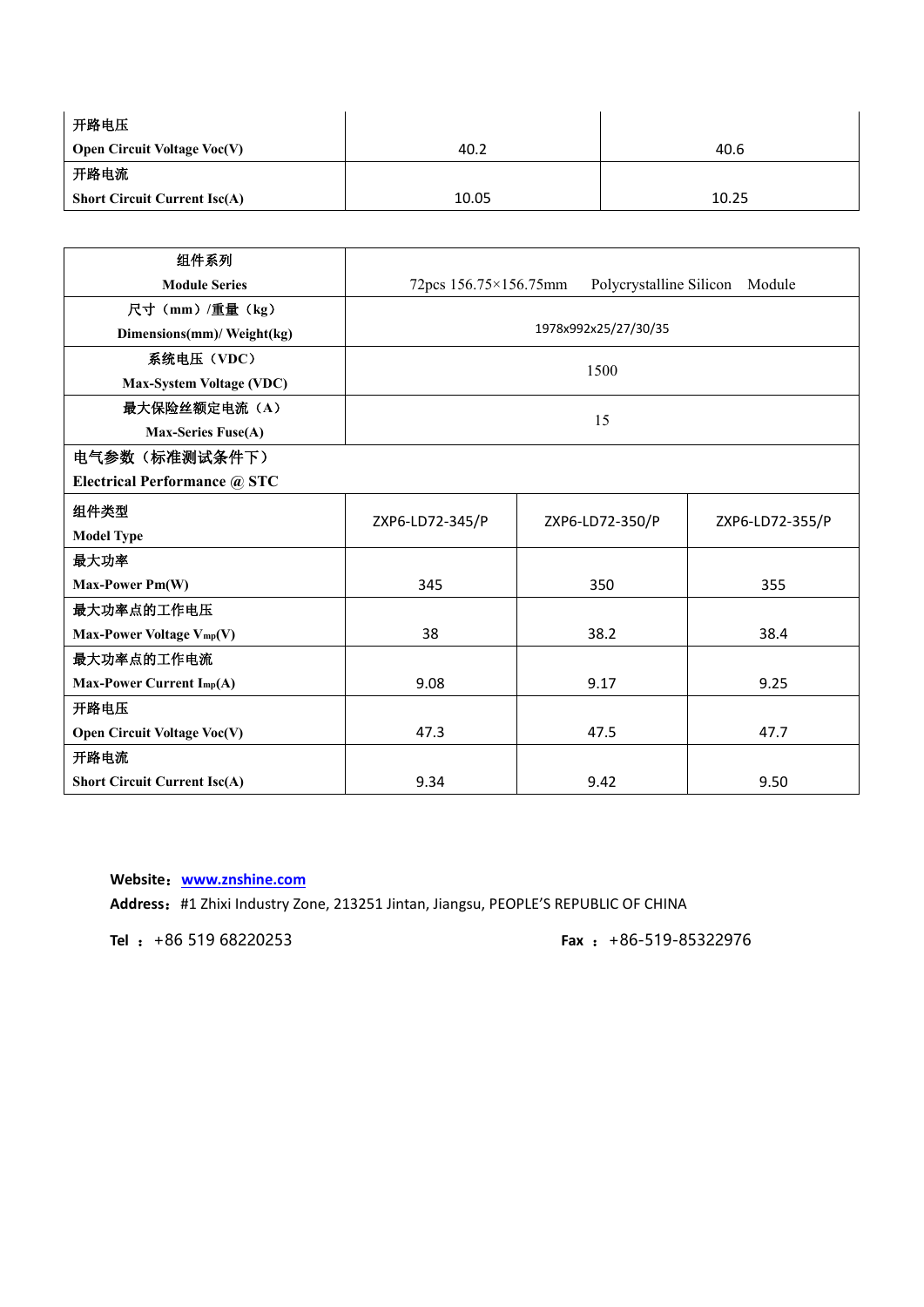| | | |
|---|---|---|
| 开路电压<br>**Open Circuit Voltage Voc(V)** | 40.2 | 40.6 |
| 开路电流<br>**Short Circuit Current Isc(A)** | 10.05 | 10.25 |

| 组件系列<br>**Module Series** | 72pcs 156.75×156.75mm Polycrystalline Silicon Module | | |
|---|---|---|---|
| 尺寸（mm）/重量（kg）<br>**Dimensions(mm)/ Weight(kg)** | 1978x992x25/27/30/35 | | |
| 系统电压（VDC）<br>**Max-System Voltage (VDC)** | 1500 | | |
| 最大保险丝额定电流（A）<br>**Max-Series Fuse(A)** | 15 | | |
| **电气参数（标准测试条件下）**<br>**Electrical Performance @ STC** | | | |
| 组件类型<br>**Model Type** | ZXP6-LD72-345/P | ZXP6-LD72-350/P | ZXP6-LD72-355/P |
| 最大功率<br>**Max-Power Pm(W)** | 345 | 350 | 355 |
| 最大功率点的工作电压<br>**Max-Power Voltage $V_{mp}$(V)** | 38 | 38.2 | 38.4 |
| 最大功率点的工作电流<br>**Max-Power Current $I_{mp}$(A)** | 9.08 | 9.17 | 9.25 |
| 开路电压<br>**Open Circuit Voltage Voc(V)** | 47.3 | 47.5 | 47.7 |
| 开路电流<br>**Short Circuit Current Isc(A)** | 9.34 | 9.42 | 9.50 |

**Website：**[www.znshine.com](http://www.znshine.com)

**Address：**#1 Zhixi Industry Zone, 213251 Jintan, Jiangsu, PEOPLE'S REPUBLIC OF CHINA

**Tel ：**+86 519 68220253 **Fax ：**+86-519-85322976